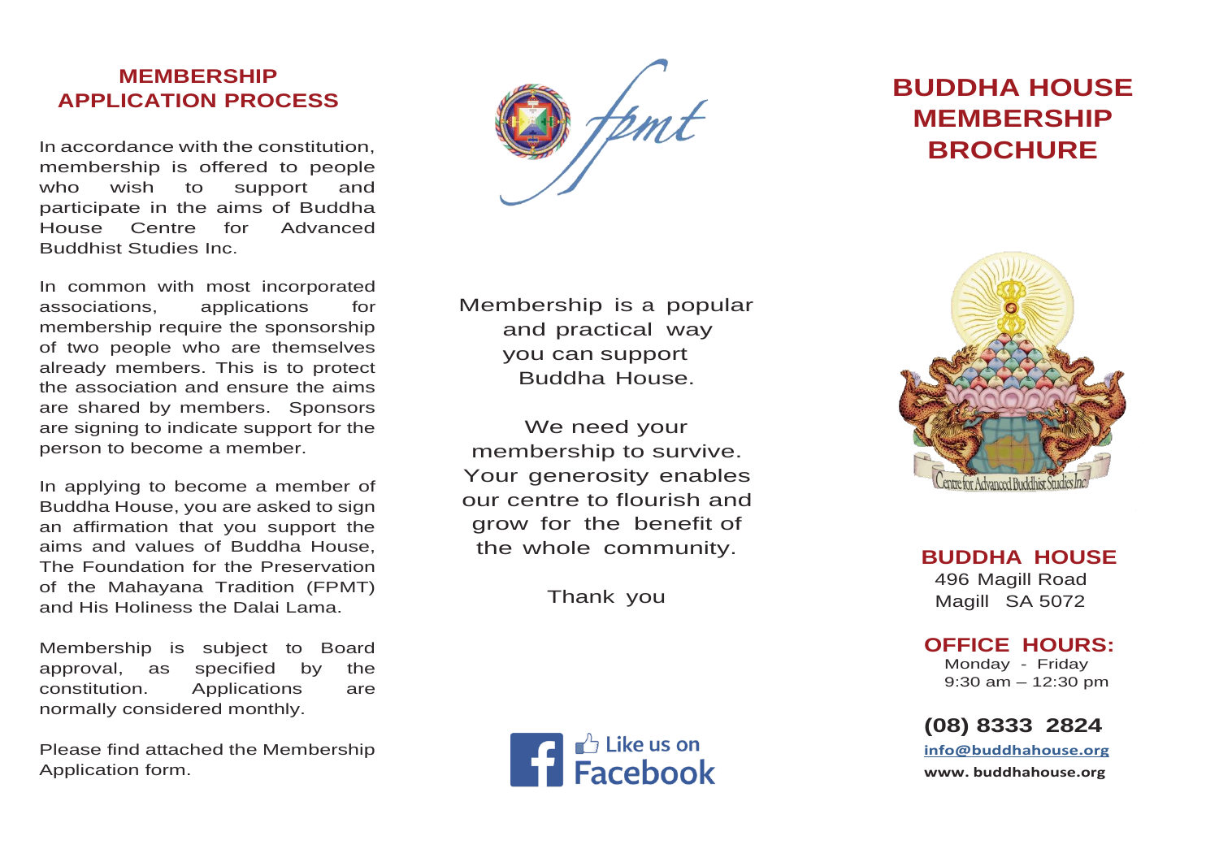## MEMBERSHIP APPLICATION PROCESS

In accordance with the constitution, membership is offered to people who wish to support and participate in the aims of Buddha House Centre for Advanced Buddhist Studies Inc.

In common with most incorporated associations, applications for membership require the sponsorship of two people who are themselves already members. This is to protect the association and ensure the aims are shared by members. Sponsors are signing to indicate support for the person to become a member.

In applying to become a member of Buddha House, you are asked to sign an affirmation that you support the aims and values of Buddha House, The Foundation for the Preservation of the Mahayana Tradition (FPMT) and His Holiness the Dalai Lama.

Membership is subject to Board approval, as specified by the constitution. Applications are normally considered monthly.

Please find attached the Membership Application form.

fpmt

Membership is a popular and practical way you can support Buddha House.

We need your membership to survive. Your generosity enables our centre to flourish and grow for the benefit of the whole community.

Thank you

Like us on Facebook

# BUDDHA HOUSE MEMBERSHIP BROCHURE

Centre for Advanced Buddhist Studies Inc

**BUDDHA HOUSE**
496 Magill Road
Magill SA 5072

**OFFICE HOURS:**
Monday - Friday
9:30 am – 12:30 pm

**(08) 8333 2824**
**info@buddhahouse.org**
**www. buddhahouse.org**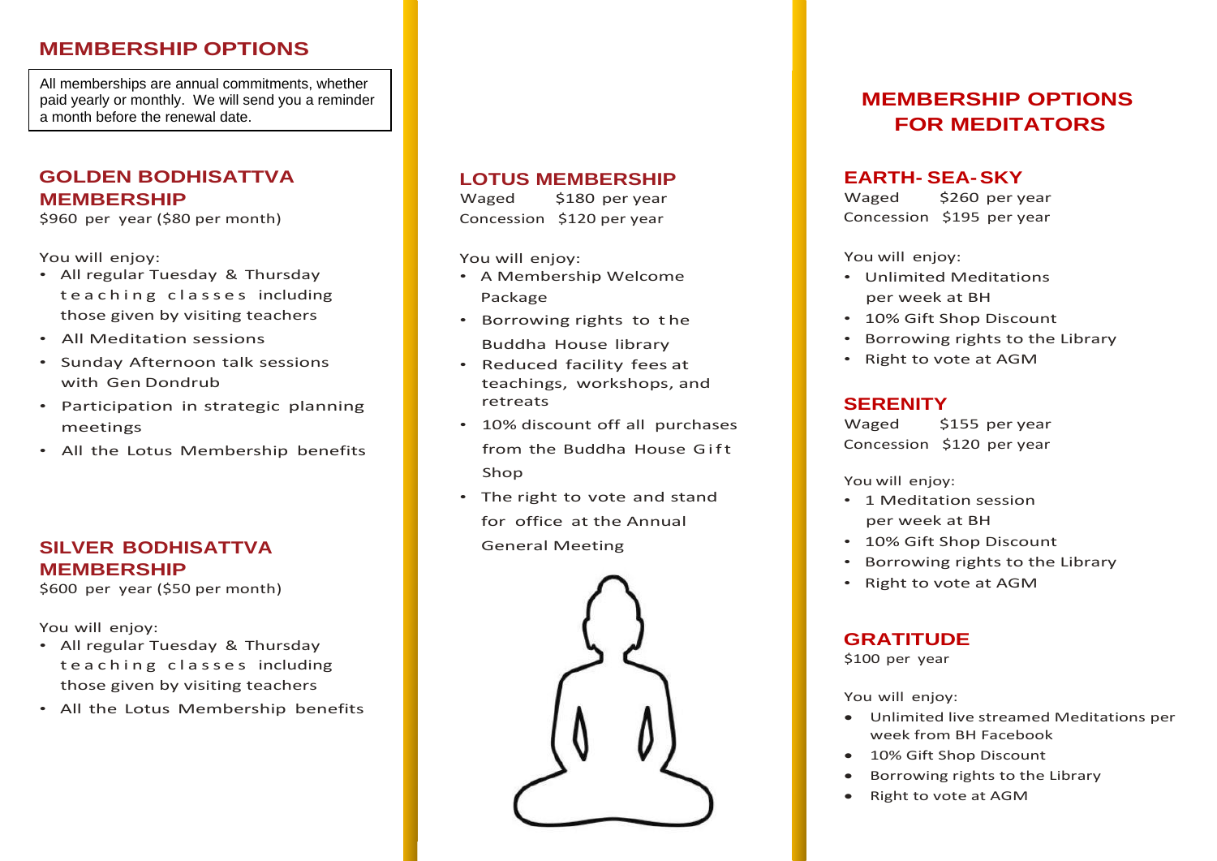## MEMBERSHIP OPTIONS

All memberships are annual commitments, whether paid yearly or monthly. We will send you a reminder a month before the renewal date.

### GOLDEN BODHISATTVA MEMBERSHIP

$960 per year ($80 per month)

You will enjoy:

- All regular Tuesday & Thursday teaching classes including those given by visiting teachers
- All Meditation sessions
- Sunday Afternoon talk sessions with Gen Dondrub
- Participation in strategic planning meetings
- All the Lotus Membership benefits

### SILVER BODHISATTVA MEMBERSHIP

$600 per year ($50 per month)

You will enjoy:

- All regular Tuesday & Thursday teaching classes including those given by visiting teachers
- All the Lotus Membership benefits

### LOTUS MEMBERSHIP

Waged $180 per year
Concession $120 per year

You will enjoy:

- A Membership Welcome Package
- Borrowing rights to the Buddha House library
- Reduced facility fees at teachings, workshops, and retreats
- 10% discount off all purchases from the Buddha House Gift Shop
- The right to vote and stand for office at the Annual General Meeting

## MEMBERSHIP OPTIONS FOR MEDITATORS

### EARTH- SEA- SKY

Waged $260 per year
Concession $195 per year

You will enjoy:

- Unlimited Meditations per week at BH
- 10% Gift Shop Discount
- Borrowing rights to the Library
- Right to vote at AGM

### SERENITY

Waged $155 per year
Concession $120 per year

You will enjoy:

- 1 Meditation session per week at BH
- 10% Gift Shop Discount
- Borrowing rights to the Library
- Right to vote at AGM

### GRATITUDE

$100 per year

You will enjoy:

- Unlimited live streamed Meditations per week from BH Facebook
- 10% Gift Shop Discount
- Borrowing rights to the Library
- Right to vote at AGM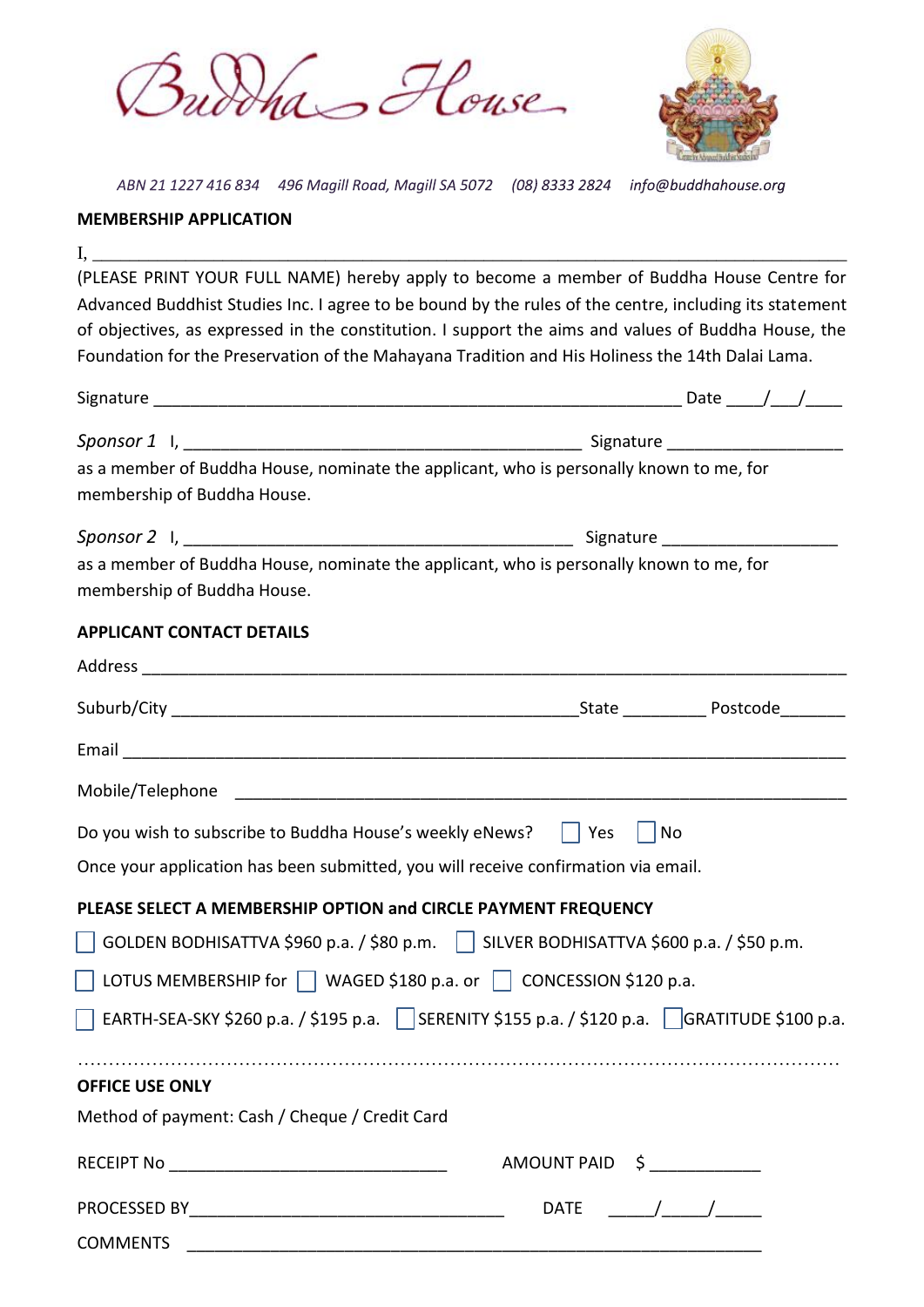Buddha House

ABN 21 1227 416 834 496 Magill Road, Magill SA 5072 (08) 8333 2824 info@buddhahouse.org

## MEMBERSHIP APPLICATION

I, ______________________________________________________________________________

(PLEASE PRINT YOUR FULL NAME) hereby apply to become a member of Buddha House Centre for Advanced Buddhist Studies Inc. I agree to be bound by the rules of the centre, including its statement of objectives, as expressed in the constitution. I support the aims and values of Buddha House, the Foundation for the Preservation of the Mahayana Tradition and His Holiness the 14th Dalai Lama.

Signature ____________________________________________________ Date ____/___/____

*Sponsor 1* I, ________________________________________ Signature __________________

as a member of Buddha House, nominate the applicant, who is personally known to me, for membership of Buddha House.

*Sponsor 2* I, ________________________________________ Signature __________________

as a member of Buddha House, nominate the applicant, who is personally known to me, for membership of Buddha House.

## APPLICANT CONTACT DETAILS

Address _________________________________________________________________________

Suburb/City __________________________________________State _________ Postcode_______

Email ___________________________________________________________________________

Mobile/Telephone _______________________________________________________________

Do you wish to subscribe to Buddha House's weekly eNews? ☐ Yes ☐ No

Once your application has been submitted, you will receive confirmation via email.

## PLEASE SELECT A MEMBERSHIP OPTION and CIRCLE PAYMENT FREQUENCY

☐ GOLDEN BODHISATTVA $960 p.a. / $80 p.m. ☐ SILVER BODHISATTVA $600 p.a. / $50 p.m.

☐ LOTUS MEMBERSHIP for ☐ WAGED $180 p.a. or ☐ CONCESSION $120 p.a.

☐ EARTH-SEA-SKY $260 p.a. / $195 p.a. ☐ SERENITY $155 p.a. / $120 p.a. ☐ GRATITUDE $100 p.a.

.........................................................................................................................

## OFFICE USE ONLY

Method of payment: Cash / Cheque / Credit Card

RECEIPT No ______________________________ AMOUNT PAID $ ____________

PROCESSED BY__________________________________ DATE _____/_____/_____

COMMENTS ______________________________________________________________